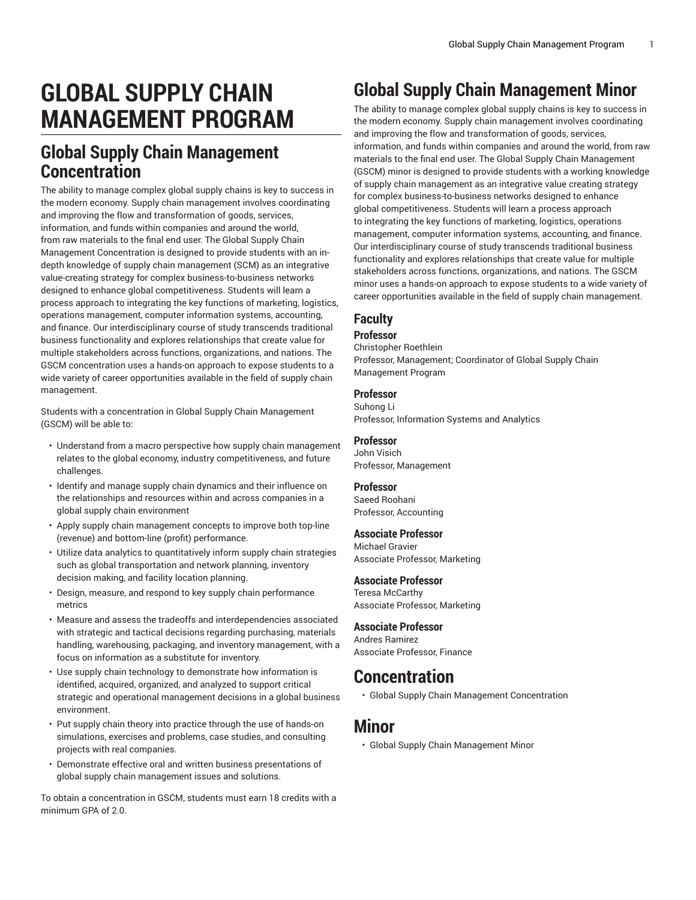# GLOBAL SUPPLY CHAIN MANAGEMENT PROGRAM

## Global Supply Chain Management Concentration

The ability to manage complex global supply chains is key to success in the modern economy. Supply chain management involves coordinating and improving the flow and transformation of goods, services, information, and funds within companies and around the world, from raw materials to the final end user. The Global Supply Chain Management Concentration is designed to provide students with an in-depth knowledge of supply chain management (SCM) as an integrative value-creating strategy for complex business-to-business networks designed to enhance global competitiveness. Students will learn a process approach to integrating the key functions of marketing, logistics, operations management, computer information systems, accounting, and finance. Our interdisciplinary course of study transcends traditional business functionality and explores relationships that create value for multiple stakeholders across functions, organizations, and nations. The GSCM concentration uses a hands-on approach to expose students to a wide variety of career opportunities available in the field of supply chain management.

Students with a concentration in Global Supply Chain Management (GSCM) will be able to:

- Understand from a macro perspective how supply chain management relates to the global economy, industry competitiveness, and future challenges.
- Identify and manage supply chain dynamics and their influence on the relationships and resources within and across companies in a global supply chain environment
- Apply supply chain management concepts to improve both top-line (revenue) and bottom-line (profit) performance.
- Utilize data analytics to quantitatively inform supply chain strategies such as global transportation and network planning, inventory decision making, and facility location planning.
- Design, measure, and respond to key supply chain performance metrics
- Measure and assess the tradeoffs and interdependencies associated with strategic and tactical decisions regarding purchasing, materials handling, warehousing, packaging, and inventory management, with a focus on information as a substitute for inventory.
- Use supply chain technology to demonstrate how information is identified, acquired, organized, and analyzed to support critical strategic and operational management decisions in a global business environment.
- Put supply chain theory into practice through the use of hands-on simulations, exercises and problems, case studies, and consulting projects with real companies.
- Demonstrate effective oral and written business presentations of global supply chain management issues and solutions.

To obtain a concentration in GSCM, students must earn 18 credits with a minimum GPA of 2.0.

## Global Supply Chain Management Minor

The ability to manage complex global supply chains is key to success in the modern economy. Supply chain management involves coordinating and improving the flow and transformation of goods, services, information, and funds within companies and around the world, from raw materials to the final end user. The Global Supply Chain Management (GSCM) minor is designed to provide students with a working knowledge of supply chain management as an integrative value creating strategy for complex business-to-business networks designed to enhance global competitiveness. Students will learn a process approach to integrating the key functions of marketing, logistics, operations management, computer information systems, accounting, and finance. Our interdisciplinary course of study transcends traditional business functionality and explores relationships that create value for multiple stakeholders across functions, organizations, and nations. The GSCM minor uses a hands-on approach to expose students to a wide variety of career opportunities available in the field of supply chain management.

### Faculty

#### Professor

Christopher Roethlein
Professor, Management; Coordinator of Global Supply Chain Management Program

#### Professor

Suhong Li
Professor, Information Systems and Analytics

#### Professor

John Visich
Professor, Management

#### Professor

Saeed Roohani
Professor, Accounting

#### Associate Professor

Michael Gravier
Associate Professor, Marketing

#### Associate Professor

Teresa McCarthy
Associate Professor, Marketing

#### Associate Professor

Andres Ramirez
Associate Professor, Finance

## Concentration

- Global Supply Chain Management Concentration

## Minor

- Global Supply Chain Management Minor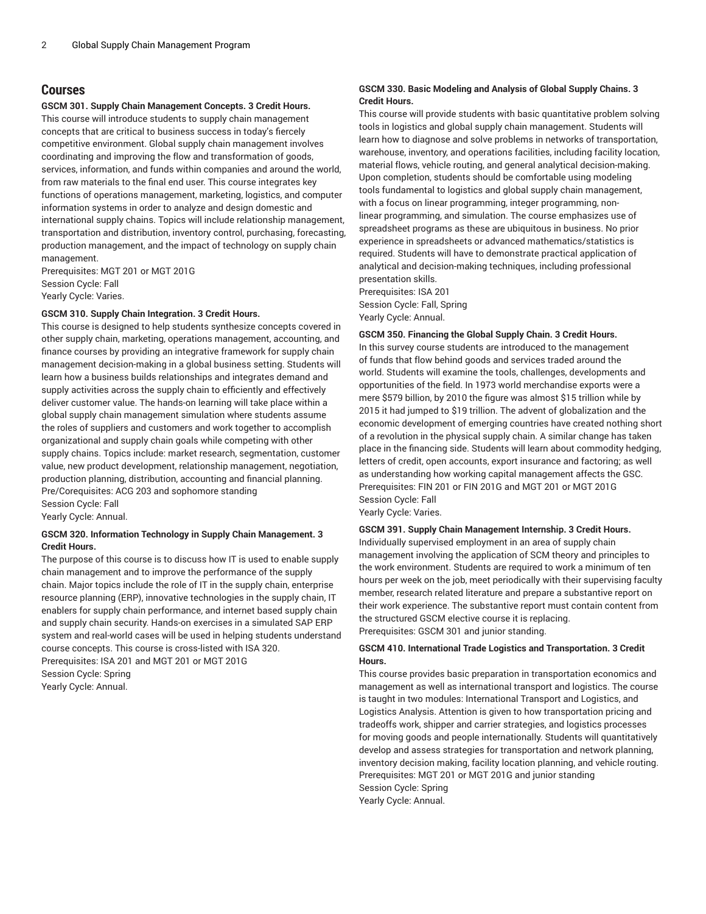## Courses

**GSCM 301. Supply Chain Management Concepts. 3 Credit Hours.**

This course will introduce students to supply chain management concepts that are critical to business success in today's fiercely competitive environment. Global supply chain management involves coordinating and improving the flow and transformation of goods, services, information, and funds within companies and around the world, from raw materials to the final end user. This course integrates key functions of operations management, marketing, logistics, and computer information systems in order to analyze and design domestic and international supply chains. Topics will include relationship management, transportation and distribution, inventory control, purchasing, forecasting, production management, and the impact of technology on supply chain management.
Prerequisites: MGT 201 or MGT 201G
Session Cycle: Fall
Yearly Cycle: Varies.

**GSCM 310. Supply Chain Integration. 3 Credit Hours.**

This course is designed to help students synthesize concepts covered in other supply chain, marketing, operations management, accounting, and finance courses by providing an integrative framework for supply chain management decision-making in a global business setting. Students will learn how a business builds relationships and integrates demand and supply activities across the supply chain to efficiently and effectively deliver customer value. The hands-on learning will take place within a global supply chain management simulation where students assume the roles of suppliers and customers and work together to accomplish organizational and supply chain goals while competing with other supply chains. Topics include: market research, segmentation, customer value, new product development, relationship management, negotiation, production planning, distribution, accounting and financial planning.
Pre/Corequisites: ACG 203 and sophomore standing
Session Cycle: Fall
Yearly Cycle: Annual.

**GSCM 320. Information Technology in Supply Chain Management. 3 Credit Hours.**

The purpose of this course is to discuss how IT is used to enable supply chain management and to improve the performance of the supply chain. Major topics include the role of IT in the supply chain, enterprise resource planning (ERP), innovative technologies in the supply chain, IT enablers for supply chain performance, and internet based supply chain and supply chain security. Hands-on exercises in a simulated SAP ERP system and real-world cases will be used in helping students understand course concepts. This course is cross-listed with ISA 320.
Prerequisites: ISA 201 and MGT 201 or MGT 201G
Session Cycle: Spring
Yearly Cycle: Annual.

**GSCM 330. Basic Modeling and Analysis of Global Supply Chains. 3 Credit Hours.**

This course will provide students with basic quantitative problem solving tools in logistics and global supply chain management. Students will learn how to diagnose and solve problems in networks of transportation, warehouse, inventory, and operations facilities, including facility location, material flows, vehicle routing, and general analytical decision-making. Upon completion, students should be comfortable using modeling tools fundamental to logistics and global supply chain management, with a focus on linear programming, integer programming, non-linear programming, and simulation. The course emphasizes use of spreadsheet programs as these are ubiquitous in business. No prior experience in spreadsheets or advanced mathematics/statistics is required. Students will have to demonstrate practical application of analytical and decision-making techniques, including professional presentation skills.
Prerequisites: ISA 201
Session Cycle: Fall, Spring
Yearly Cycle: Annual.

**GSCM 350. Financing the Global Supply Chain. 3 Credit Hours.**

In this survey course students are introduced to the management of funds that flow behind goods and services traded around the world. Students will examine the tools, challenges, developments and opportunities of the field. In 1973 world merchandise exports were a mere $579 billion, by 2010 the figure was almost $15 trillion while by 2015 it had jumped to $19 trillion. The advent of globalization and the economic development of emerging countries have created nothing short of a revolution in the physical supply chain. A similar change has taken place in the financing side. Students will learn about commodity hedging, letters of credit, open accounts, export insurance and factoring; as well as understanding how working capital management affects the GSC.
Prerequisites: FIN 201 or FIN 201G and MGT 201 or MGT 201G
Session Cycle: Fall
Yearly Cycle: Varies.

**GSCM 391. Supply Chain Management Internship. 3 Credit Hours.**

Individually supervised employment in an area of supply chain management involving the application of SCM theory and principles to the work environment. Students are required to work a minimum of ten hours per week on the job, meet periodically with their supervising faculty member, research related literature and prepare a substantive report on their work experience. The substantive report must contain content from the structured GSCM elective course it is replacing.
Prerequisites: GSCM 301 and junior standing.

**GSCM 410. International Trade Logistics and Transportation. 3 Credit Hours.**

This course provides basic preparation in transportation economics and management as well as international transport and logistics. The course is taught in two modules: International Transport and Logistics, and Logistics Analysis. Attention is given to how transportation pricing and tradeoffs work, shipper and carrier strategies, and logistics processes for moving goods and people internationally. Students will quantitatively develop and assess strategies for transportation and network planning, inventory decision making, facility location planning, and vehicle routing.
Prerequisites: MGT 201 or MGT 201G and junior standing
Session Cycle: Spring
Yearly Cycle: Annual.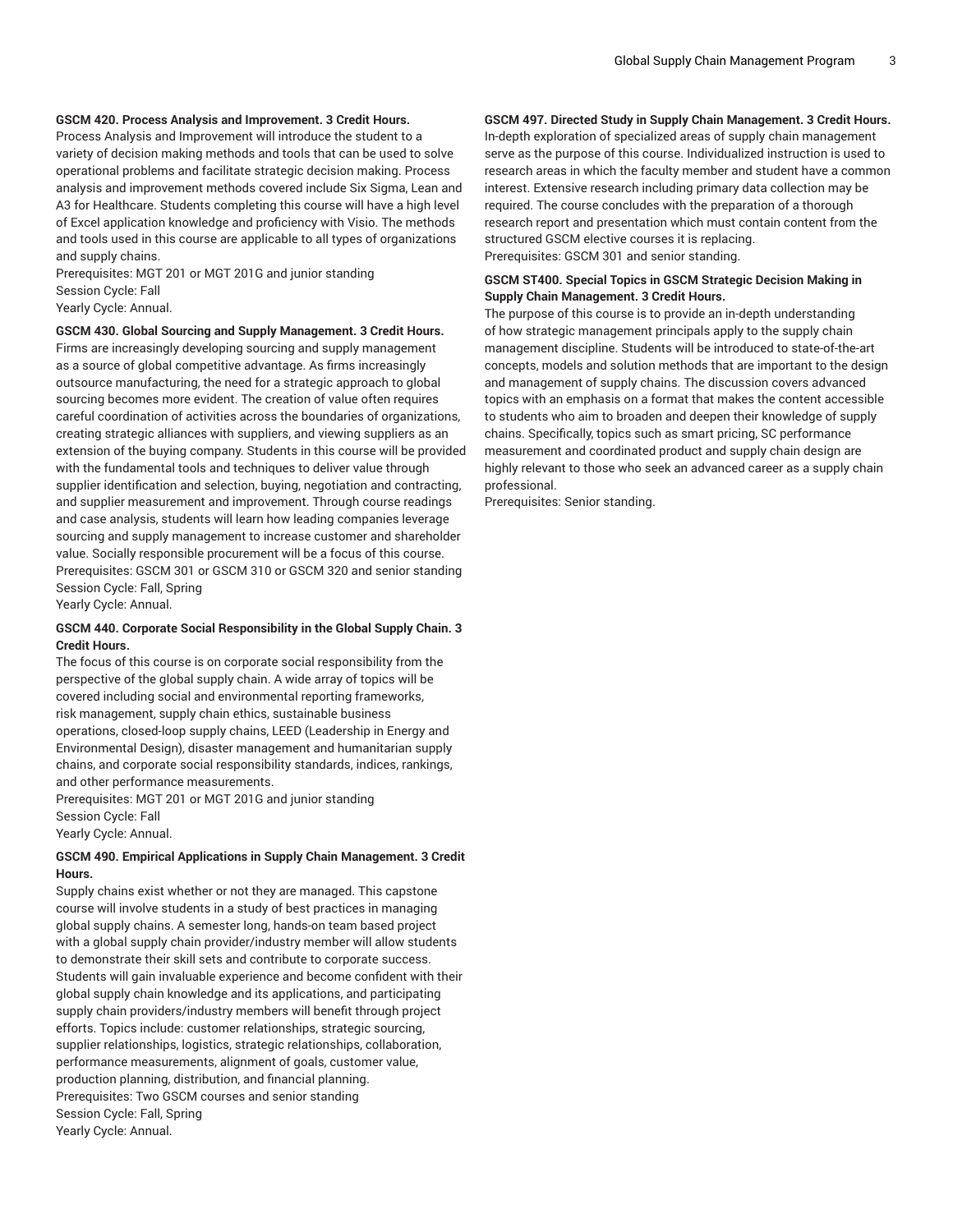**GSCM 420. Process Analysis and Improvement. 3 Credit Hours.**

Process Analysis and Improvement will introduce the student to a variety of decision making methods and tools that can be used to solve operational problems and facilitate strategic decision making. Process analysis and improvement methods covered include Six Sigma, Lean and A3 for Healthcare. Students completing this course will have a high level of Excel application knowledge and proficiency with Visio. The methods and tools used in this course are applicable to all types of organizations and supply chains.

Prerequisites: MGT 201 or MGT 201G and junior standing
Session Cycle: Fall
Yearly Cycle: Annual.

**GSCM 430. Global Sourcing and Supply Management. 3 Credit Hours.**

Firms are increasingly developing sourcing and supply management as a source of global competitive advantage. As firms increasingly outsource manufacturing, the need for a strategic approach to global sourcing becomes more evident. The creation of value often requires careful coordination of activities across the boundaries of organizations, creating strategic alliances with suppliers, and viewing suppliers as an extension of the buying company. Students in this course will be provided with the fundamental tools and techniques to deliver value through supplier identification and selection, buying, negotiation and contracting, and supplier measurement and improvement. Through course readings and case analysis, students will learn how leading companies leverage sourcing and supply management to increase customer and shareholder value. Socially responsible procurement will be a focus of this course.

Prerequisites: GSCM 301 or GSCM 310 or GSCM 320 and senior standing
Session Cycle: Fall, Spring
Yearly Cycle: Annual.

**GSCM 440. Corporate Social Responsibility in the Global Supply Chain. 3 Credit Hours.**

The focus of this course is on corporate social responsibility from the perspective of the global supply chain. A wide array of topics will be covered including social and environmental reporting frameworks, risk management, supply chain ethics, sustainable business operations, closed-loop supply chains, LEED (Leadership in Energy and Environmental Design), disaster management and humanitarian supply chains, and corporate social responsibility standards, indices, rankings, and other performance measurements.

Prerequisites: MGT 201 or MGT 201G and junior standing
Session Cycle: Fall
Yearly Cycle: Annual.

**GSCM 490. Empirical Applications in Supply Chain Management. 3 Credit Hours.**

Supply chains exist whether or not they are managed. This capstone course will involve students in a study of best practices in managing global supply chains. A semester long, hands-on team based project with a global supply chain provider/industry member will allow students to demonstrate their skill sets and contribute to corporate success. Students will gain invaluable experience and become confident with their global supply chain knowledge and its applications, and participating supply chain providers/industry members will benefit through project efforts. Topics include: customer relationships, strategic sourcing, supplier relationships, logistics, strategic relationships, collaboration, performance measurements, alignment of goals, customer value, production planning, distribution, and financial planning.

Prerequisites: Two GSCM courses and senior standing
Session Cycle: Fall, Spring
Yearly Cycle: Annual.

**GSCM 497. Directed Study in Supply Chain Management. 3 Credit Hours.**

In-depth exploration of specialized areas of supply chain management serve as the purpose of this course. Individualized instruction is used to research areas in which the faculty member and student have a common interest. Extensive research including primary data collection may be required. The course concludes with the preparation of a thorough research report and presentation which must contain content from the structured GSCM elective courses it is replacing.

Prerequisites: GSCM 301 and senior standing.

**GSCM ST400. Special Topics in GSCM Strategic Decision Making in Supply Chain Management. 3 Credit Hours.**

The purpose of this course is to provide an in-depth understanding of how strategic management principals apply to the supply chain management discipline. Students will be introduced to state-of-the-art concepts, models and solution methods that are important to the design and management of supply chains. The discussion covers advanced topics with an emphasis on a format that makes the content accessible to students who aim to broaden and deepen their knowledge of supply chains. Specifically, topics such as smart pricing, SC performance measurement and coordinated product and supply chain design are highly relevant to those who seek an advanced career as a supply chain professional.

Prerequisites: Senior standing.